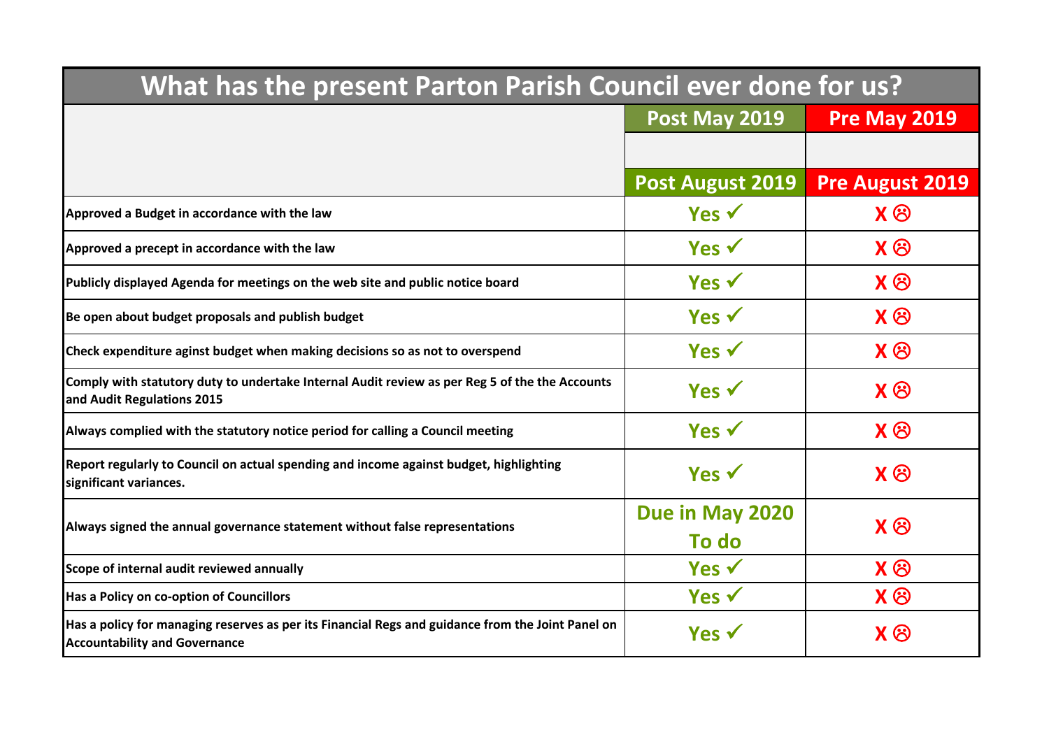# What has the present Parton Parish Council ever done for us?

| | Post May 2019 | Pre May 2019 |
|---|---|---|
| | | |
| | Post August 2019 | Pre August 2019 |
| Approved a Budget in accordance with the law | Yes ✓ | X ☹ |
| Approved a precept in accordance with the law | Yes ✓ | X ☹ |
| Publicly displayed Agenda for meetings on the web site and public notice board | Yes ✓ | X ☹ |
| Be open about budget proposals and publish budget | Yes ✓ | X ☹ |
| Check expenditure aginst budget when making decisions so as not to overspend | Yes ✓ | X ☹ |
| Comply with statutory duty to undertake Internal Audit review as per Reg 5 of the the Accounts and Audit Regulations 2015 | Yes ✓ | X ☹ |
| Always complied with the statutory notice period for calling a Council meeting | Yes ✓ | X ☹ |
| Report regularly to Council on actual spending and income against budget, highlighting significant variances. | Yes ✓ | X ☹ |
| Always signed the annual governance statement without false representations | Due in May 2020 To do | X ☹ |
| Scope of internal audit reviewed annually | Yes ✓ | X ☹ |
| Has a Policy on co-option of Councillors | Yes ✓ | X ☹ |
| Has a policy for managing reserves as per its Financial Regs and guidance from the Joint Panel on Accountability and Governance | Yes ✓ | X ☹ |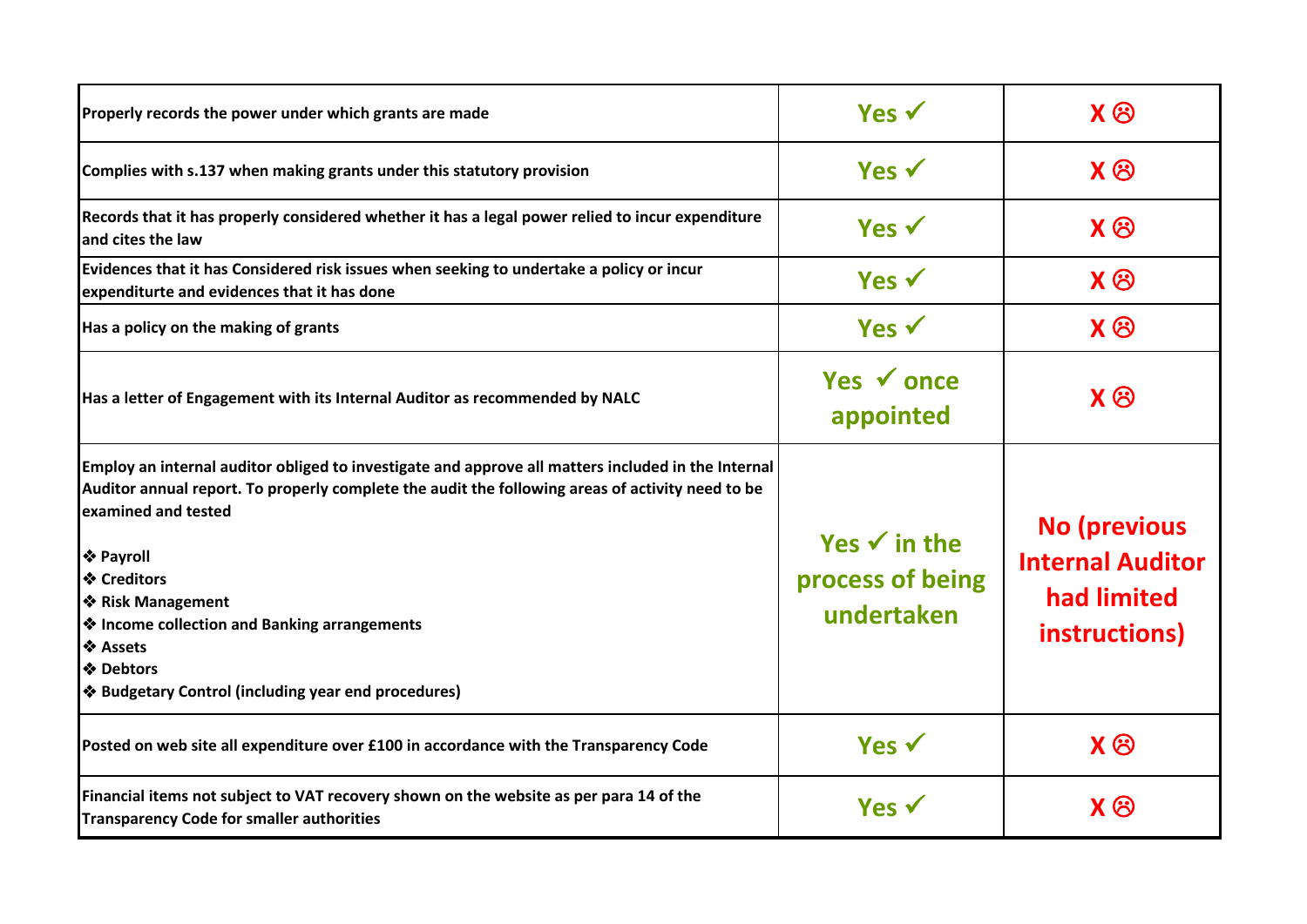| | | |
|---|---|---|
| Properly records the power under which grants are made | Yes ✓ | X ☹ |
| Complies with s.137 when making grants under this statutory provision | Yes ✓ | X ☹ |
| Records that it has properly considered whether it has a legal power relied to incur expenditure and cites the law | Yes ✓ | X ☹ |
| Evidences that it has Considered risk issues when seeking to undertake a policy or incur expendituirte and evidences that it has done | Yes ✓ | X ☹ |
| Has a policy on the making of grants | Yes ✓ | X ☹ |
| Has a letter of Engagement with its Internal Auditor as recommended by NALC | Yes ✓ once appointed | X ☹ |
| Employ an internal auditor obliged to investigate and approve all matters included in the Internal Auditor annual report. To properly complete the audit the following areas of activity need to be examined and tested<br><br>❖ Payroll<br>❖ Creditors<br>❖ Risk Management<br>❖ Income collection and Banking arrangements<br>❖ Assets<br>❖ Debtors<br>❖ Budgetary Control (including year end procedures) | Yes ✓ in the process of being undertaken | No (previous Internal Auditor had limited instructions) |
| Posted on web site all expenditure over £100 in accordance with the Transparency Code | Yes ✓ | X ☹ |
| Financial items not subject to VAT recovery shown on the website as per para 14 of the Transparency Code for smaller authorities | Yes ✓ | X ☹ |